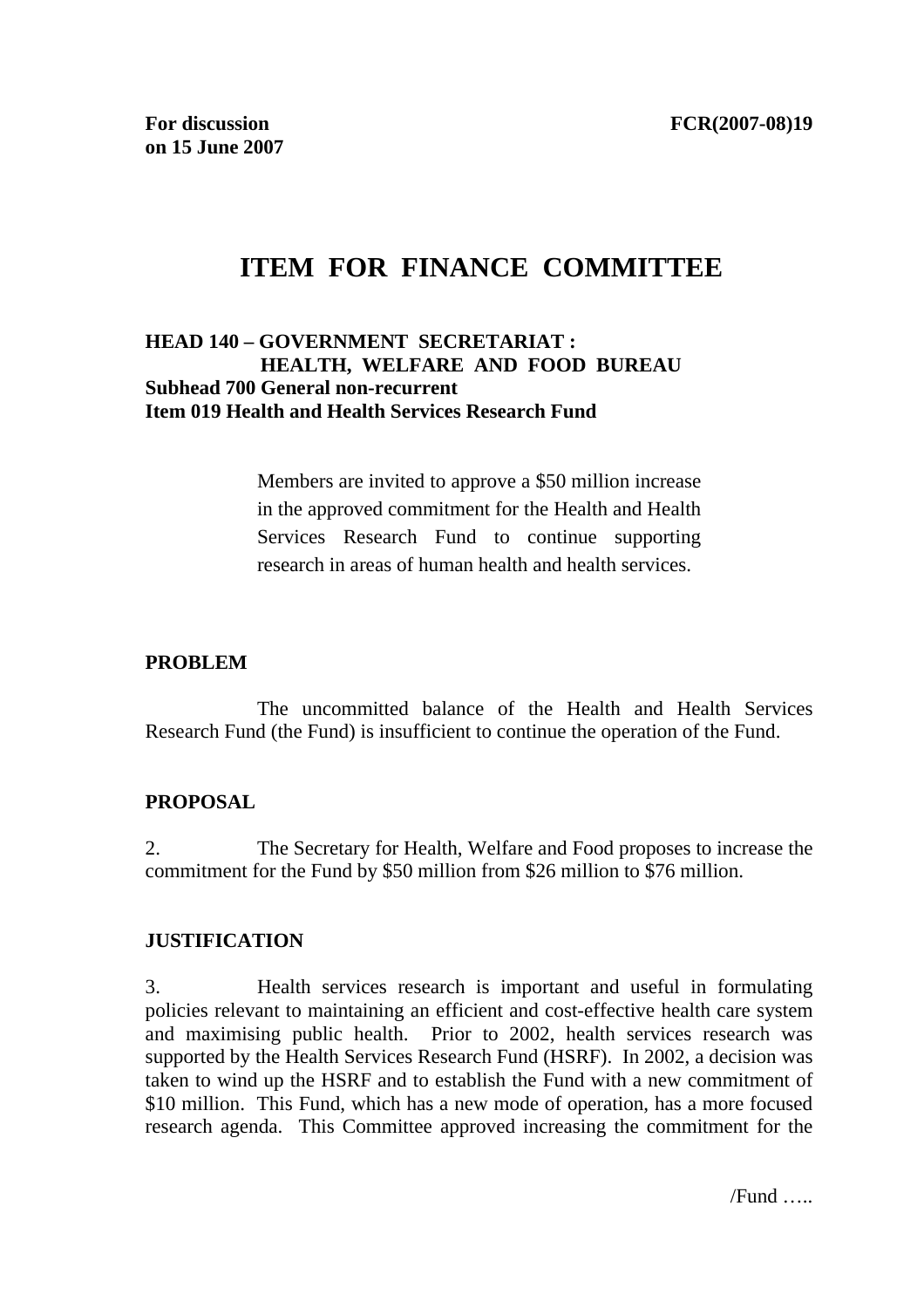**For discussion on 15 June 2007** | **FCR(2007-08)19**

# ITEM FOR FINANCE COMMITTEE

**HEAD 140 – GOVERNMENT SECRETARIAT : HEALTH, WELFARE AND FOOD BUREAU**
**Subhead 700 General non-recurrent**
**Item 019 Health and Health Services Research Fund**

> Members are invited to approve a $50 million increase in the approved commitment for the Health and Health Services Research Fund to continue supporting research in areas of human health and health services.

## PROBLEM

The uncommitted balance of the Health and Health Services Research Fund (the Fund) is insufficient to continue the operation of the Fund.

## PROPOSAL

2. The Secretary for Health, Welfare and Food proposes to increase the commitment for the Fund by $50 million from $26 million to $76 million.

## JUSTIFICATION

3. Health services research is important and useful in formulating policies relevant to maintaining an efficient and cost-effective health care system and maximising public health. Prior to 2002, health services research was supported by the Health Services Research Fund (HSRF). In 2002, a decision was taken to wind up the HSRF and to establish the Fund with a new commitment of $10 million. This Fund, which has a new mode of operation, has a more focused research agenda. This Committee approved increasing the commitment for the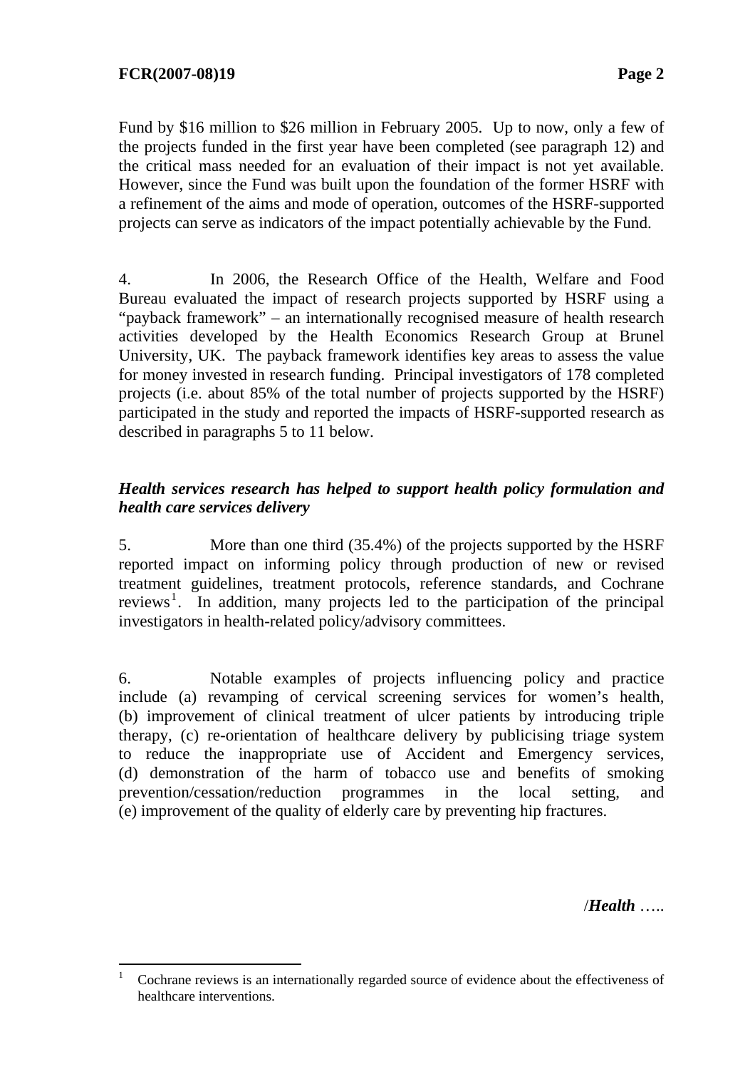Fund by $16 million to $26 million in February 2005. Up to now, only a few of the projects funded in the first year have been completed (see paragraph 12) and the critical mass needed for an evaluation of their impact is not yet available. However, since the Fund was built upon the foundation of the former HSRF with a refinement of the aims and mode of operation, outcomes of the HSRF-supported projects can serve as indicators of the impact potentially achievable by the Fund.

4. In 2006, the Research Office of the Health, Welfare and Food Bureau evaluated the impact of research projects supported by HSRF using a "payback framework" – an internationally recognised measure of health research activities developed by the Health Economics Research Group at Brunel University, UK. The payback framework identifies key areas to assess the value for money invested in research funding. Principal investigators of 178 completed projects (i.e. about 85% of the total number of projects supported by the HSRF) participated in the study and reported the impacts of HSRF-supported research as described in paragraphs 5 to 11 below.

***Health services research has helped to support health policy formulation and health care services delivery***

5. More than one third (35.4%) of the projects supported by the HSRF reported impact on informing policy through production of new or revised treatment guidelines, treatment protocols, reference standards, and Cochrane reviews[1]. In addition, many projects led to the participation of the principal investigators in health-related policy/advisory committees.

6. Notable examples of projects influencing policy and practice include (a) revamping of cervical screening services for women's health, (b) improvement of clinical treatment of ulcer patients by introducing triple therapy, (c) re-orientation of healthcare delivery by publicising triage system to reduce the inappropriate use of Accident and Emergency services, (d) demonstration of the harm of tobacco use and benefits of smoking prevention/cessation/reduction programmes in the local setting, and (e) improvement of the quality of elderly care by preventing hip fractures.

/***Health*** .....

[1] Cochrane reviews is an internationally regarded source of evidence about the effectiveness of healthcare interventions.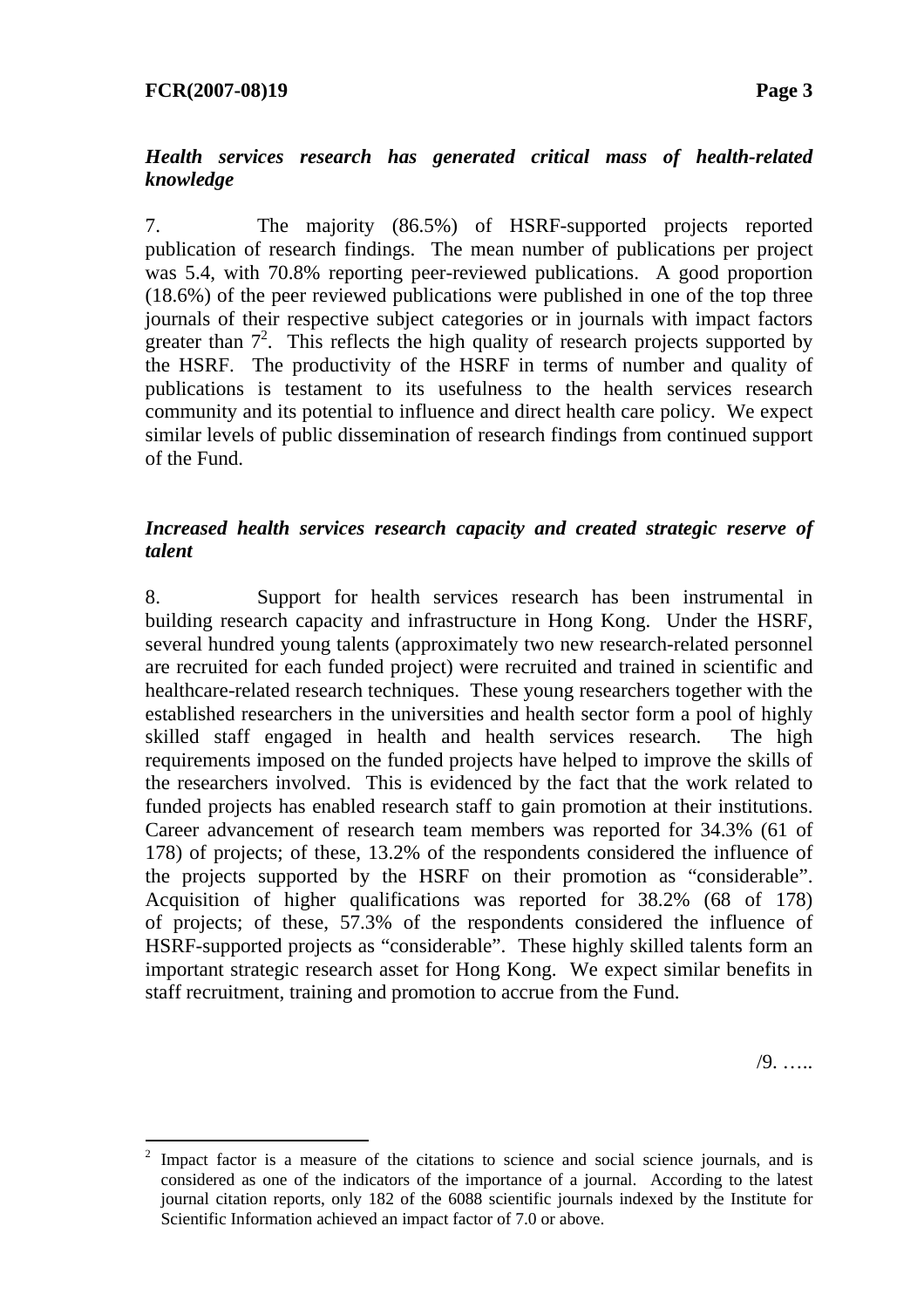***Health services research has generated critical mass of health-related knowledge***

7. The majority (86.5%) of HSRF-supported projects reported publication of research findings. The mean number of publications per project was 5.4, with 70.8% reporting peer-reviewed publications. A good proportion (18.6%) of the peer reviewed publications were published in one of the top three journals of their respective subject categories or in journals with impact factors greater than 7[2]. This reflects the high quality of research projects supported by the HSRF. The productivity of the HSRF in terms of number and quality of publications is testament to its usefulness to the health services research community and its potential to influence and direct health care policy. We expect similar levels of public dissemination of research findings from continued support of the Fund.

***Increased health services research capacity and created strategic reserve of talent***

8. Support for health services research has been instrumental in building research capacity and infrastructure in Hong Kong. Under the HSRF, several hundred young talents (approximately two new research-related personnel are recruited for each funded project) were recruited and trained in scientific and healthcare-related research techniques. These young researchers together with the established researchers in the universities and health sector form a pool of highly skilled staff engaged in health and health services research. The high requirements imposed on the funded projects have helped to improve the skills of the researchers involved. This is evidenced by the fact that the work related to funded projects has enabled research staff to gain promotion at their institutions. Career advancement of research team members was reported for 34.3% (61 of 178) of projects; of these, 13.2% of the respondents considered the influence of the projects supported by the HSRF on their promotion as "considerable". Acquisition of higher qualifications was reported for 38.2% (68 of 178) of projects; of these, 57.3% of the respondents considered the influence of HSRF-supported projects as "considerable". These highly skilled talents form an important strategic research asset for Hong Kong. We expect similar benefits in staff recruitment, training and promotion to accrue from the Fund.

/9. …..

---

[2] Impact factor is a measure of the citations to science and social science journals, and is considered as one of the indicators of the importance of a journal. According to the latest journal citation reports, only 182 of the 6088 scientific journals indexed by the Institute for Scientific Information achieved an impact factor of 7.0 or above.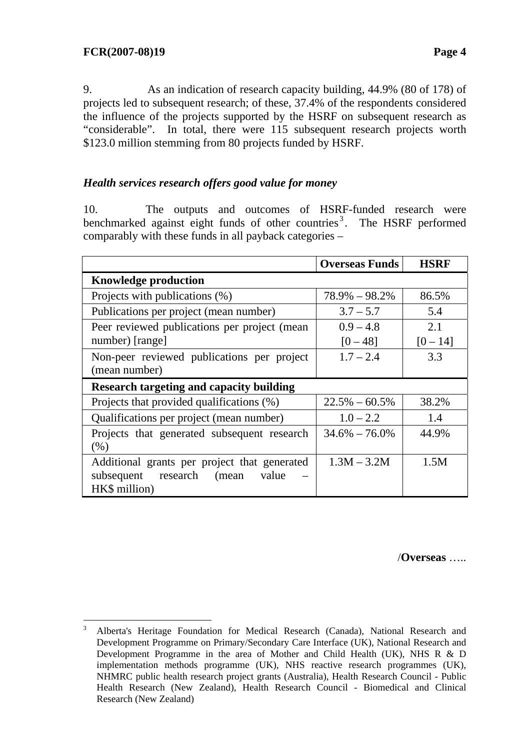9. As an indication of research capacity building, 44.9% (80 of 178) of projects led to subsequent research; of these, 37.4% of the respondents considered the influence of the projects supported by the HSRF on subsequent research as "considerable". In total, there were 115 subsequent research projects worth $123.0 million stemming from 80 projects funded by HSRF.

### *Health services research offers good value for money*

10. The outputs and outcomes of HSRF-funded research were benchmarked against eight funds of other countries[3]. The HSRF performed comparably with these funds in all payback categories –

| | Overseas Funds | HSRF |
|---|---|---|
| **Knowledge production** | | |
| Projects with publications (%) | 78.9% – 98.2% | 86.5% |
| Publications per project (mean number) | 3.7 – 5.7 | 5.4 |
| Peer reviewed publications per project (mean number) [range] | 0.9 – 4.8 [0 – 48] | 2.1 [0 – 14] |
| Non-peer reviewed publications per project (mean number) | 1.7 – 2.4 | 3.3 |
| **Research targeting and capacity building** | | |
| Projects that provided qualifications (%) | 22.5% – 60.5% | 38.2% |
| Qualifications per project (mean number) | 1.0 – 2.2 | 1.4 |
| Projects that generated subsequent research (%) | 34.6% – 76.0% | 44.9% |
| Additional grants per project that generated subsequent research (mean value – HK$ million) | 1.3M – 3.2M | 1.5M |

/**Overseas** …..

---

[3] Alberta's Heritage Foundation for Medical Research (Canada), National Research and Development Programme on Primary/Secondary Care Interface (UK), National Research and Development Programme in the area of Mother and Child Health (UK), NHS R & D implementation methods programme (UK), NHS reactive research programmes (UK), NHMRC public health research project grants (Australia), Health Research Council - Public Health Research (New Zealand), Health Research Council - Biomedical and Clinical Research (New Zealand)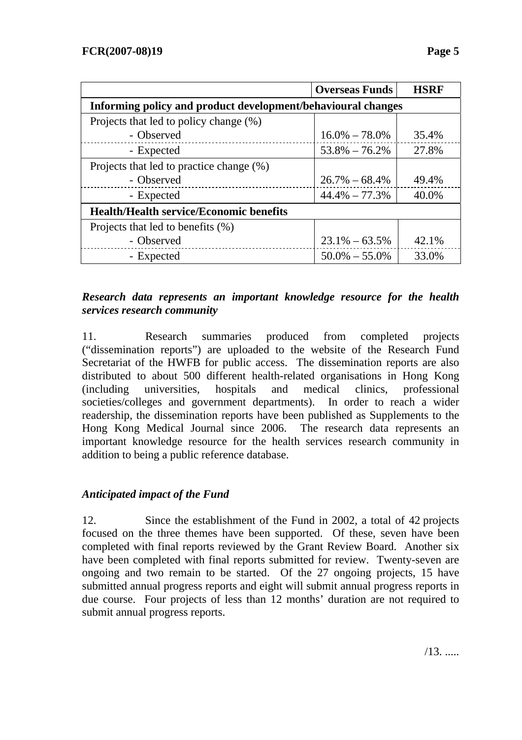| | Overseas Funds | HSRF |
|---|---|---|
| **Informing policy and product development/behavioural changes** | | |
| Projects that led to policy change (%) | | |
| - Observed | 16.0% – 78.0% | 35.4% |
| - Expected | 53.8% – 76.2% | 27.8% |
| Projects that led to practice change (%) | | |
| - Observed | 26.7% – 68.4% | 49.4% |
| - Expected | 44.4% – 77.3% | 40.0% |
| **Health/Health service/Economic benefits** | | |
| Projects that led to benefits (%) | | |
| - Observed | 23.1% – 63.5% | 42.1% |
| - Expected | 50.0% – 55.0% | 33.0% |

***Research data represents an important knowledge resource for the health services research community***

11. Research summaries produced from completed projects ("dissemination reports") are uploaded to the website of the Research Fund Secretariat of the HWFB for public access. The dissemination reports are also distributed to about 500 different health-related organisations in Hong Kong (including universities, hospitals and medical clinics, professional societies/colleges and government departments). In order to reach a wider readership, the dissemination reports have been published as Supplements to the Hong Kong Medical Journal since 2006. The research data represents an important knowledge resource for the health services research community in addition to being a public reference database.

***Anticipated impact of the Fund***

12. Since the establishment of the Fund in 2002, a total of 42 projects focused on the three themes have been supported. Of these, seven have been completed with final reports reviewed by the Grant Review Board. Another six have been completed with final reports submitted for review. Twenty-seven are ongoing and two remain to be started. Of the 27 ongoing projects, 15 have submitted annual progress reports and eight will submit annual progress reports in due course. Four projects of less than 12 months' duration are not required to submit annual progress reports.

/13. .....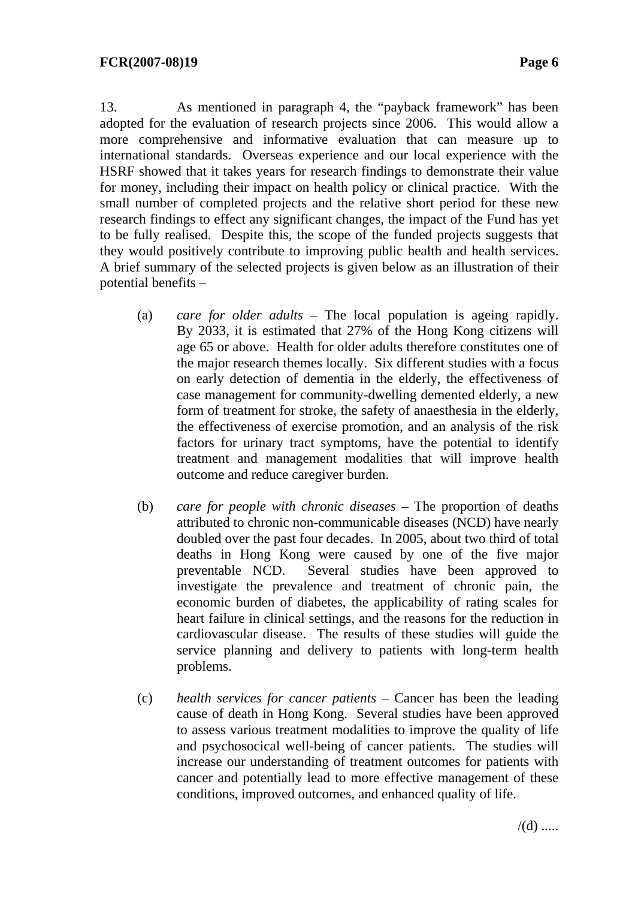13. As mentioned in paragraph 4, the "payback framework" has been adopted for the evaluation of research projects since 2006. This would allow a more comprehensive and informative evaluation that can measure up to international standards. Overseas experience and our local experience with the HSRF showed that it takes years for research findings to demonstrate their value for money, including their impact on health policy or clinical practice. With the small number of completed projects and the relative short period for these new research findings to effect any significant changes, the impact of the Fund has yet to be fully realised. Despite this, the scope of the funded projects suggests that they would positively contribute to improving public health and health services. A brief summary of the selected projects is given below as an illustration of their potential benefits –

(a) *care for older adults* – The local population is ageing rapidly. By 2033, it is estimated that 27% of the Hong Kong citizens will age 65 or above. Health for older adults therefore constitutes one of the major research themes locally. Six different studies with a focus on early detection of dementia in the elderly, the effectiveness of case management for community-dwelling demented elderly, a new form of treatment for stroke, the safety of anaesthesia in the elderly, the effectiveness of exercise promotion, and an analysis of the risk factors for urinary tract symptoms, have the potential to identify treatment and management modalities that will improve health outcome and reduce caregiver burden.

(b) *care for people with chronic diseases* – The proportion of deaths attributed to chronic non-communicable diseases (NCD) have nearly doubled over the past four decades. In 2005, about two third of total deaths in Hong Kong were caused by one of the five major preventable NCD. Several studies have been approved to investigate the prevalence and treatment of chronic pain, the economic burden of diabetes, the applicability of rating scales for heart failure in clinical settings, and the reasons for the reduction in cardiovascular disease. The results of these studies will guide the service planning and delivery to patients with long-term health problems.

(c) *health services for cancer patients* – Cancer has been the leading cause of death in Hong Kong. Several studies have been approved to assess various treatment modalities to improve the quality of life and psychosocical well-being of cancer patients. The studies will increase our understanding of treatment outcomes for patients with cancer and potentially lead to more effective management of these conditions, improved outcomes, and enhanced quality of life.

/(d) .....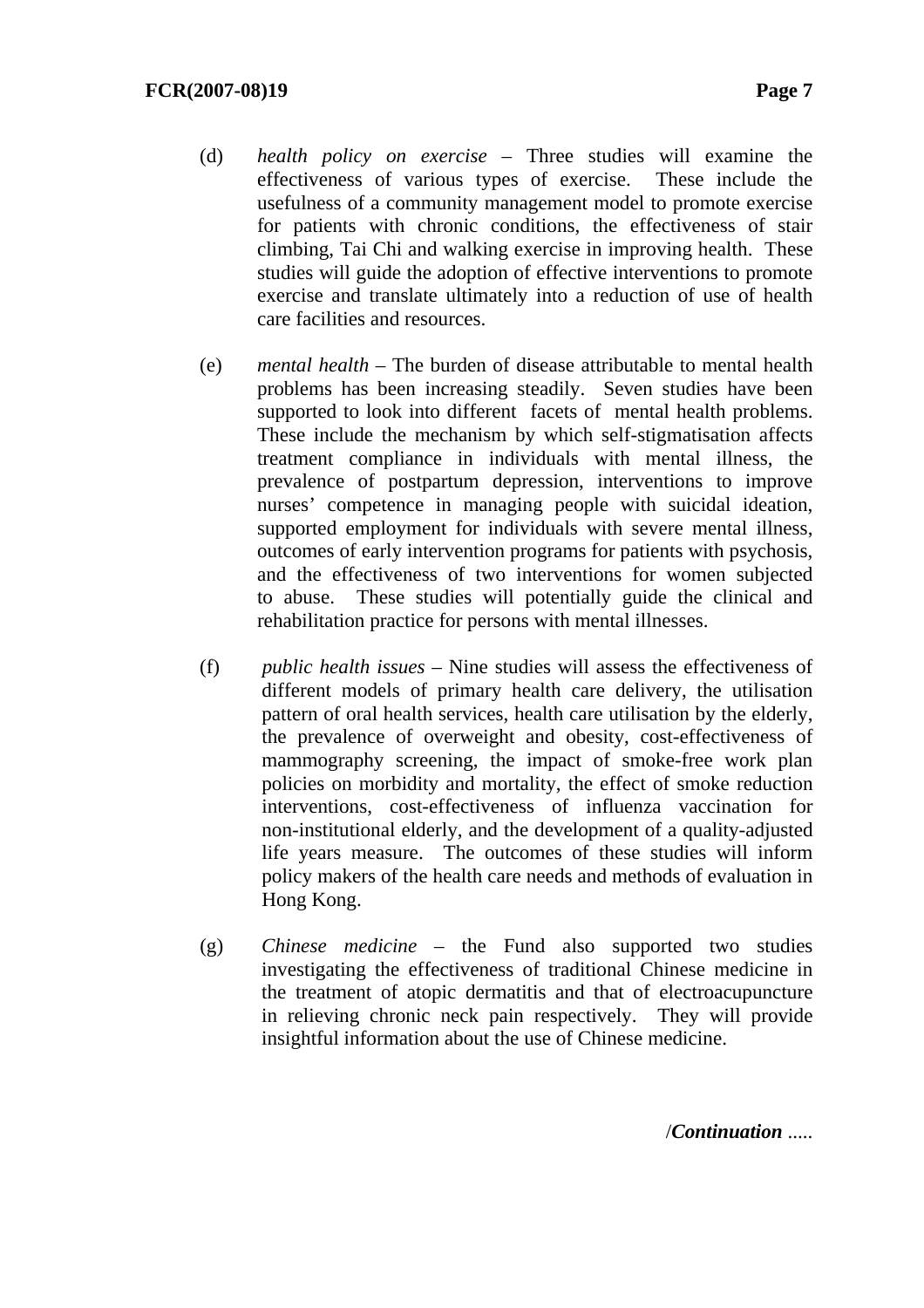(d) *health policy on exercise* – Three studies will examine the effectiveness of various types of exercise. These include the usefulness of a community management model to promote exercise for patients with chronic conditions, the effectiveness of stair climbing, Tai Chi and walking exercise in improving health. These studies will guide the adoption of effective interventions to promote exercise and translate ultimately into a reduction of use of health care facilities and resources.

(e) *mental health* – The burden of disease attributable to mental health problems has been increasing steadily. Seven studies have been supported to look into different facets of mental health problems. These include the mechanism by which self-stigmatisation affects treatment compliance in individuals with mental illness, the prevalence of postpartum depression, interventions to improve nurses' competence in managing people with suicidal ideation, supported employment for individuals with severe mental illness, outcomes of early intervention programs for patients with psychosis, and the effectiveness of two interventions for women subjected to abuse. These studies will potentially guide the clinical and rehabilitation practice for persons with mental illnesses.

(f) *public health issues* – Nine studies will assess the effectiveness of different models of primary health care delivery, the utilisation pattern of oral health services, health care utilisation by the elderly, the prevalence of overweight and obesity, cost-effectiveness of mammography screening, the impact of smoke-free work plan policies on morbidity and mortality, the effect of smoke reduction interventions, cost-effectiveness of influenza vaccination for non-institutional elderly, and the development of a quality-adjusted life years measure. The outcomes of these studies will inform policy makers of the health care needs and methods of evaluation in Hong Kong.

(g) *Chinese medicine* – the Fund also supported two studies investigating the effectiveness of traditional Chinese medicine in the treatment of atopic dermatitis and that of electroacupuncture in relieving chronic neck pain respectively. They will provide insightful information about the use of Chinese medicine.

/***Continuation*** .....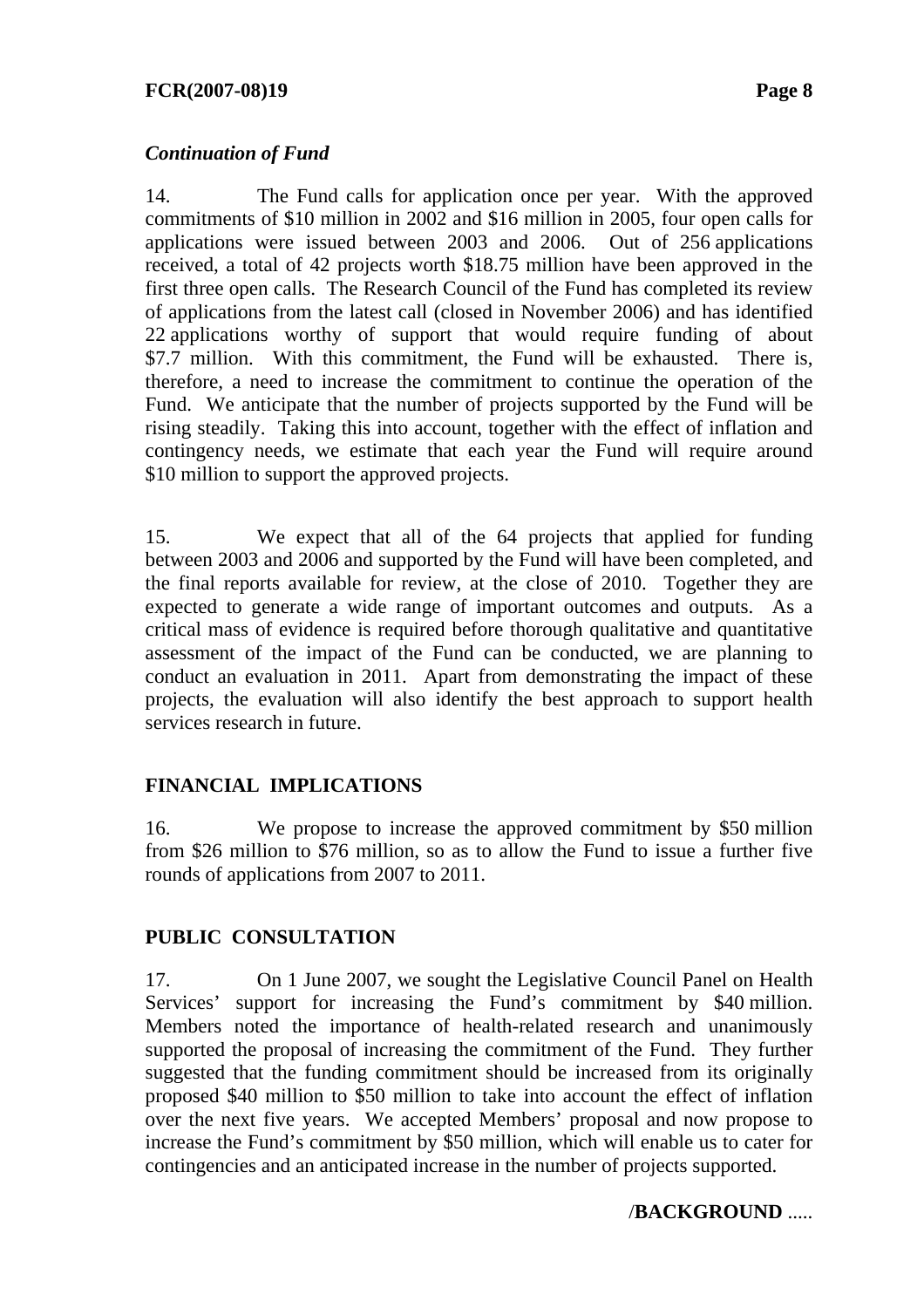### *Continuation of Fund*

14. The Fund calls for application once per year. With the approved commitments of $10 million in 2002 and $16 million in 2005, four open calls for applications were issued between 2003 and 2006. Out of 256 applications received, a total of 42 projects worth $18.75 million have been approved in the first three open calls. The Research Council of the Fund has completed its review of applications from the latest call (closed in November 2006) and has identified 22 applications worthy of support that would require funding of about $7.7 million. With this commitment, the Fund will be exhausted. There is, therefore, a need to increase the commitment to continue the operation of the Fund. We anticipate that the number of projects supported by the Fund will be rising steadily. Taking this into account, together with the effect of inflation and contingency needs, we estimate that each year the Fund will require around $10 million to support the approved projects.

15. We expect that all of the 64 projects that applied for funding between 2003 and 2006 and supported by the Fund will have been completed, and the final reports available for review, at the close of 2010. Together they are expected to generate a wide range of important outcomes and outputs. As a critical mass of evidence is required before thorough qualitative and quantitative assessment of the impact of the Fund can be conducted, we are planning to conduct an evaluation in 2011. Apart from demonstrating the impact of these projects, the evaluation will also identify the best approach to support health services research in future.

## FINANCIAL IMPLICATIONS

16. We propose to increase the approved commitment by $50 million from $26 million to $76 million, so as to allow the Fund to issue a further five rounds of applications from 2007 to 2011.

## PUBLIC CONSULTATION

17. On 1 June 2007, we sought the Legislative Council Panel on Health Services' support for increasing the Fund's commitment by $40 million. Members noted the importance of health-related research and unanimously supported the proposal of increasing the commitment of the Fund. They further suggested that the funding commitment should be increased from its originally proposed $40 million to $50 million to take into account the effect of inflation over the next five years. We accepted Members' proposal and now propose to increase the Fund's commitment by $50 million, which will enable us to cater for contingencies and an anticipated increase in the number of projects supported.

/**BACKGROUND** .....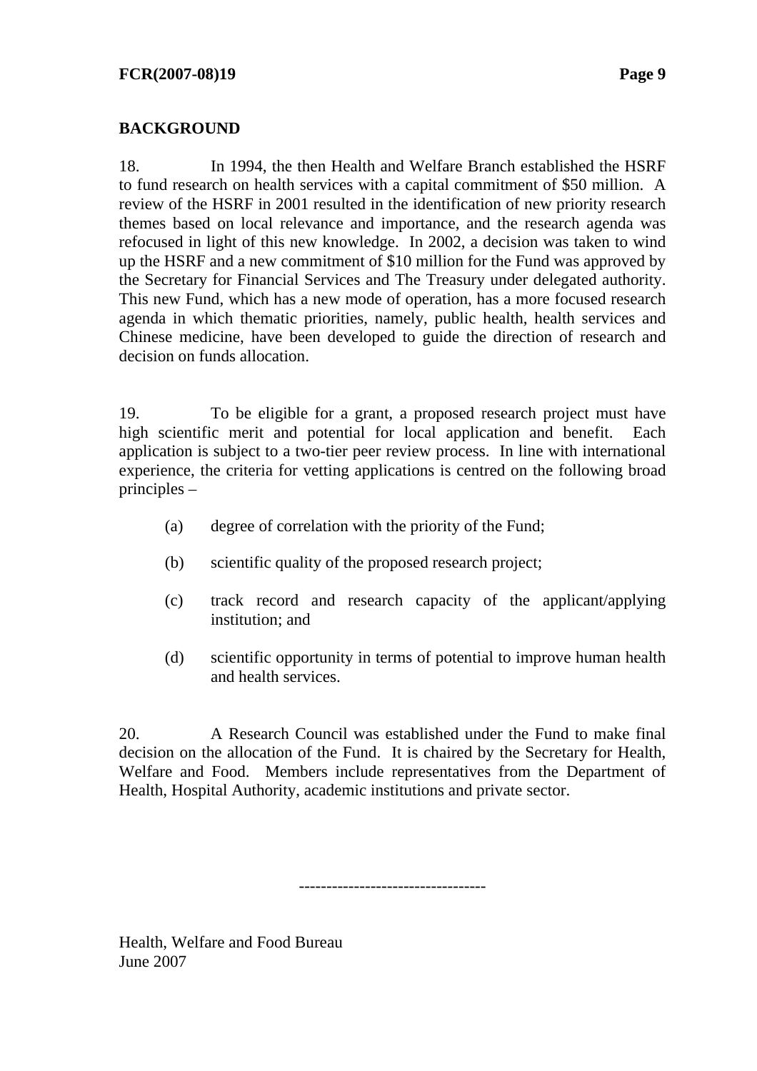**BACKGROUND**

18. In 1994, the then Health and Welfare Branch established the HSRF to fund research on health services with a capital commitment of $50 million. A review of the HSRF in 2001 resulted in the identification of new priority research themes based on local relevance and importance, and the research agenda was refocused in light of this new knowledge. In 2002, a decision was taken to wind up the HSRF and a new commitment of $10 million for the Fund was approved by the Secretary for Financial Services and The Treasury under delegated authority. This new Fund, which has a new mode of operation, has a more focused research agenda in which thematic priorities, namely, public health, health services and Chinese medicine, have been developed to guide the direction of research and decision on funds allocation.

19. To be eligible for a grant, a proposed research project must have high scientific merit and potential for local application and benefit. Each application is subject to a two-tier peer review process. In line with international experience, the criteria for vetting applications is centred on the following broad principles –

(a) degree of correlation with the priority of the Fund;

(b) scientific quality of the proposed research project;

(c) track record and research capacity of the applicant/applying institution; and

(d) scientific opportunity in terms of potential to improve human health and health services.

20. A Research Council was established under the Fund to make final decision on the allocation of the Fund. It is chaired by the Secretary for Health, Welfare and Food. Members include representatives from the Department of Health, Hospital Authority, academic institutions and private sector.

---------------------------------

Health, Welfare and Food Bureau
June 2007